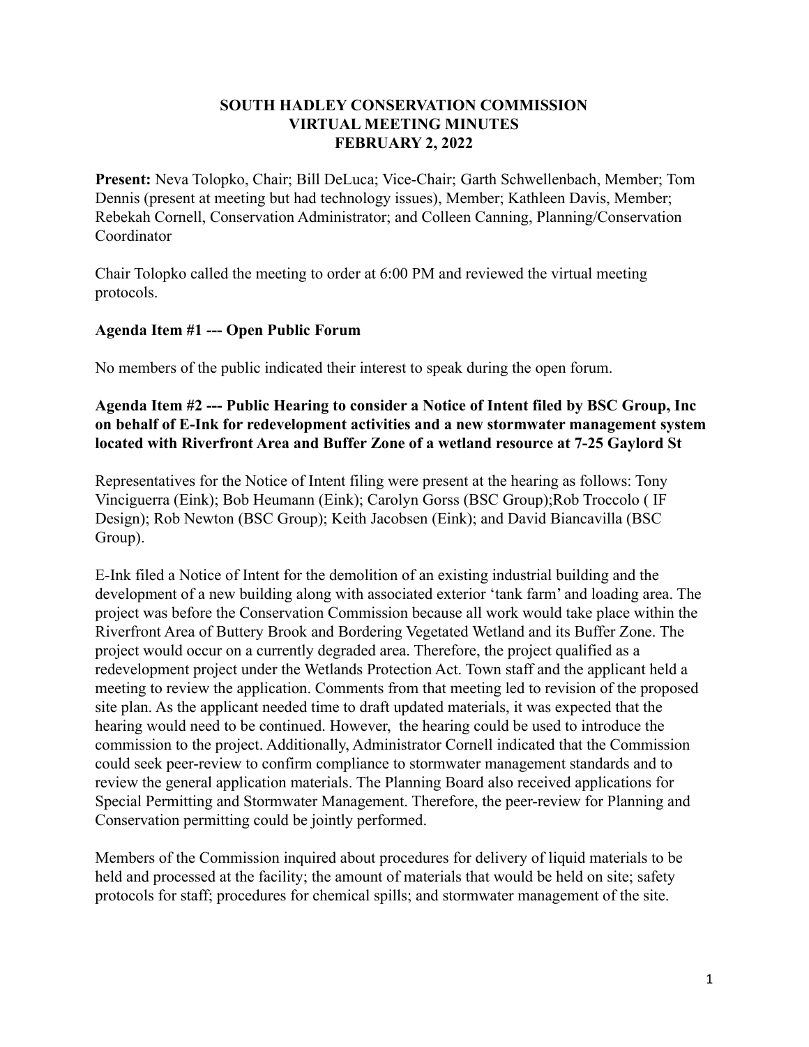**SOUTH HADLEY CONSERVATION COMMISSION**
**VIRTUAL MEETING MINUTES**
**FEBRUARY 2, 2022**

**Present:** Neva Tolopko, Chair; Bill DeLuca; Vice-Chair; Garth Schwellenbach, Member; Tom Dennis (present at meeting but had technology issues), Member; Kathleen Davis, Member; Rebekah Cornell, Conservation Administrator; and Colleen Canning, Planning/Conservation Coordinator

Chair Tolopko called the meeting to order at 6:00 PM and reviewed the virtual meeting protocols.

**Agenda Item #1 --- Open Public Forum**

No members of the public indicated their interest to speak during the open forum.

**Agenda Item #2 --- Public Hearing to consider a Notice of Intent filed by BSC Group, Inc on behalf of E-Ink for redevelopment activities and a new stormwater management system located with Riverfront Area and Buffer Zone of a wetland resource at 7-25 Gaylord St**

Representatives for the Notice of Intent filing were present at the hearing as follows: Tony Vinciguerra (Eink); Bob Heumann (Eink); Carolyn Gorss (BSC Group);Rob Troccolo ( IF Design); Rob Newton (BSC Group); Keith Jacobsen (Eink); and David Biancavilla (BSC Group).

E-Ink filed a Notice of Intent for the demolition of an existing industrial building and the development of a new building along with associated exterior 'tank farm' and loading area. The project was before the Conservation Commission because all work would take place within the Riverfront Area of Buttery Brook and Bordering Vegetated Wetland and its Buffer Zone. The project would occur on a currently degraded area. Therefore, the project qualified as a redevelopment project under the Wetlands Protection Act. Town staff and the applicant held a meeting to review the application. Comments from that meeting led to revision of the proposed site plan. As the applicant needed time to draft updated materials, it was expected that the hearing would need to be continued. However, the hearing could be used to introduce the commission to the project. Additionally, Administrator Cornell indicated that the Commission could seek peer-review to confirm compliance to stormwater management standards and to review the general application materials. The Planning Board also received applications for Special Permitting and Stormwater Management. Therefore, the peer-review for Planning and Conservation permitting could be jointly performed.

Members of the Commission inquired about procedures for delivery of liquid materials to be held and processed at the facility; the amount of materials that would be held on site; safety protocols for staff; procedures for chemical spills; and stormwater management of the site.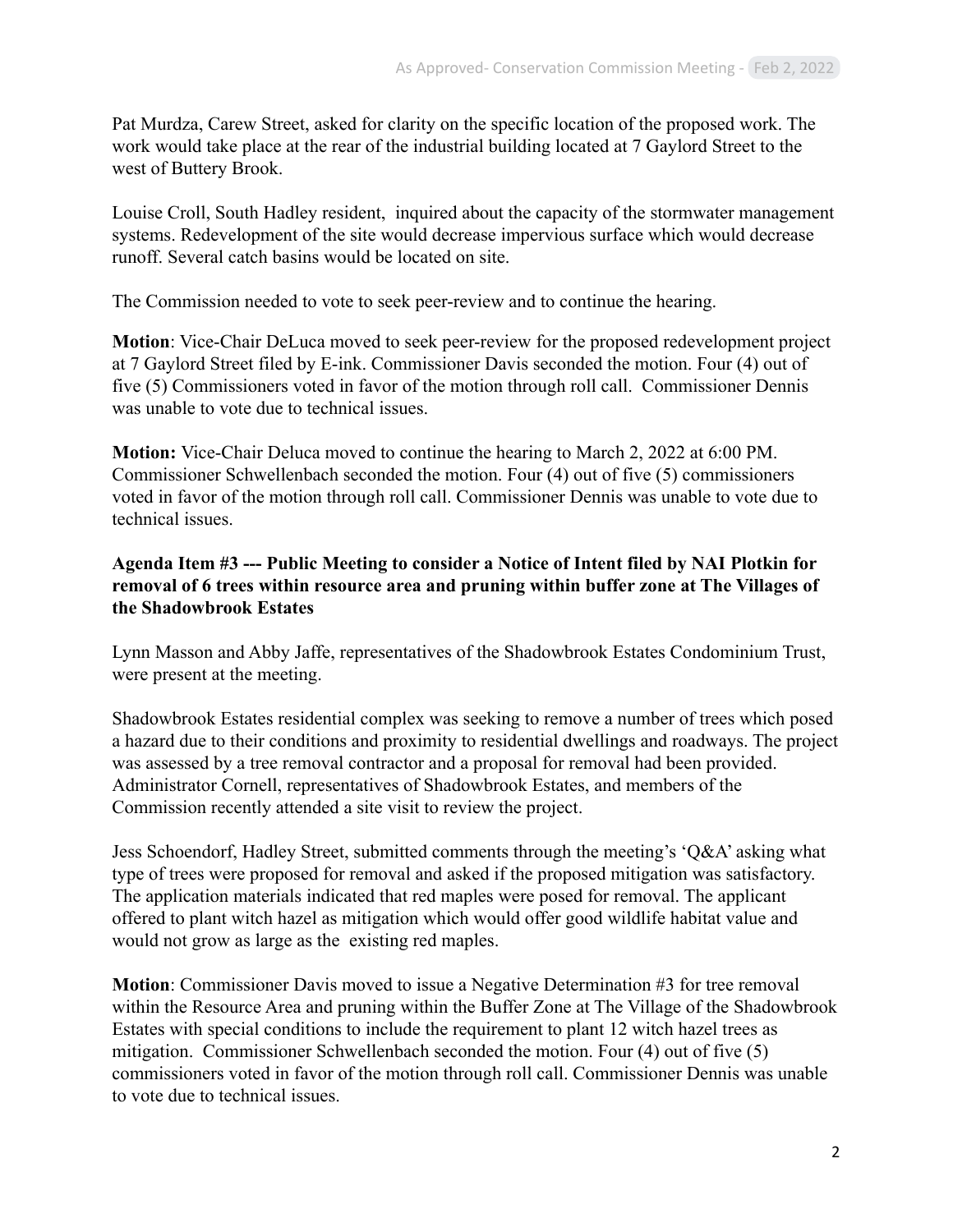Pat Murdza, Carew Street, asked for clarity on the specific location of the proposed work. The work would take place at the rear of the industrial building located at 7 Gaylord Street to the west of Buttery Brook.

Louise Croll, South Hadley resident, inquired about the capacity of the stormwater management systems. Redevelopment of the site would decrease impervious surface which would decrease runoff. Several catch basins would be located on site.

The Commission needed to vote to seek peer-review and to continue the hearing.

**Motion**: Vice-Chair DeLuca moved to seek peer-review for the proposed redevelopment project at 7 Gaylord Street filed by E-ink. Commissioner Davis seconded the motion. Four (4) out of five (5) Commissioners voted in favor of the motion through roll call. Commissioner Dennis was unable to vote due to technical issues.

**Motion:** Vice-Chair Deluca moved to continue the hearing to March 2, 2022 at 6:00 PM. Commissioner Schwellenbach seconded the motion. Four (4) out of five (5) commissioners voted in favor of the motion through roll call. Commissioner Dennis was unable to vote due to technical issues.

**Agenda Item #3 --- Public Meeting to consider a Notice of Intent filed by NAI Plotkin for removal of 6 trees within resource area and pruning within buffer zone at The Villages of the Shadowbrook Estates**

Lynn Masson and Abby Jaffe, representatives of the Shadowbrook Estates Condominium Trust, were present at the meeting.

Shadowbrook Estates residential complex was seeking to remove a number of trees which posed a hazard due to their conditions and proximity to residential dwellings and roadways. The project was assessed by a tree removal contractor and a proposal for removal had been provided. Administrator Cornell, representatives of Shadowbrook Estates, and members of the Commission recently attended a site visit to review the project.

Jess Schoendorf, Hadley Street, submitted comments through the meeting's 'Q&A' asking what type of trees were proposed for removal and asked if the proposed mitigation was satisfactory. The application materials indicated that red maples were posed for removal. The applicant offered to plant witch hazel as mitigation which would offer good wildlife habitat value and would not grow as large as the existing red maples.

**Motion**: Commissioner Davis moved to issue a Negative Determination #3 for tree removal within the Resource Area and pruning within the Buffer Zone at The Village of the Shadowbrook Estates with special conditions to include the requirement to plant 12 witch hazel trees as mitigation. Commissioner Schwellenbach seconded the motion. Four (4) out of five (5) commissioners voted in favor of the motion through roll call. Commissioner Dennis was unable to vote due to technical issues.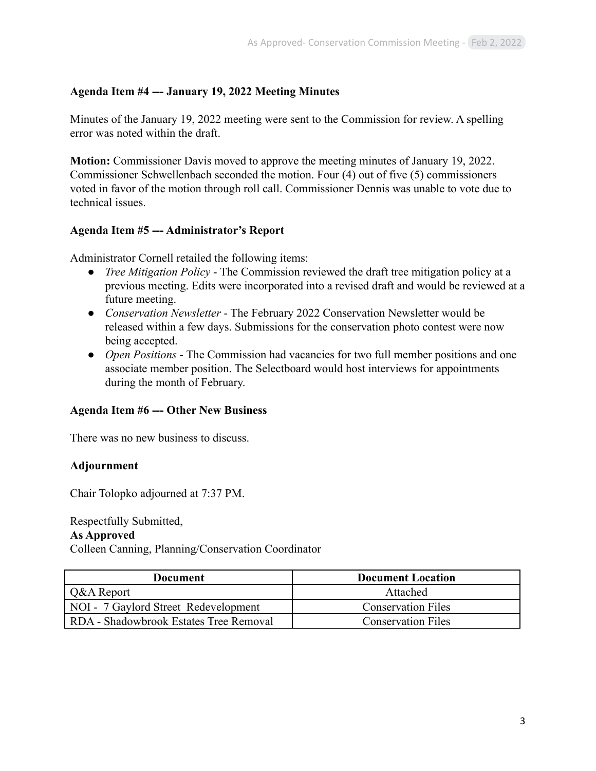**Agenda Item #4 --- January 19, 2022 Meeting Minutes**

Minutes of the January 19, 2022 meeting were sent to the Commission for review. A spelling error was noted within the draft.

**Motion:** Commissioner Davis moved to approve the meeting minutes of January 19, 2022. Commissioner Schwellenbach seconded the motion. Four (4) out of five (5) commissioners voted in favor of the motion through roll call. Commissioner Dennis was unable to vote due to technical issues.

**Agenda Item #5 --- Administrator's Report**

Administrator Cornell retailed the following items:

- *Tree Mitigation Policy* - The Commission reviewed the draft tree mitigation policy at a previous meeting. Edits were incorporated into a revised draft and would be reviewed at a future meeting.
- *Conservation Newsletter* - The February 2022 Conservation Newsletter would be released within a few days. Submissions for the conservation photo contest were now being accepted.
- *Open Positions* - The Commission had vacancies for two full member positions and one associate member position. The Selectboard would host interviews for appointments during the month of February.

**Agenda Item #6 --- Other New Business**

There was no new business to discuss.

**Adjournment**

Chair Tolopko adjourned at 7:37 PM.

Respectfully Submitted,
**As Approved**
Colleen Canning, Planning/Conservation Coordinator

| Document | Document Location |
|---|---|
| Q&A Report | Attached |
| NOI - 7 Gaylord Street Redevelopment | Conservation Files |
| RDA - Shadowbrook Estates Tree Removal | Conservation Files |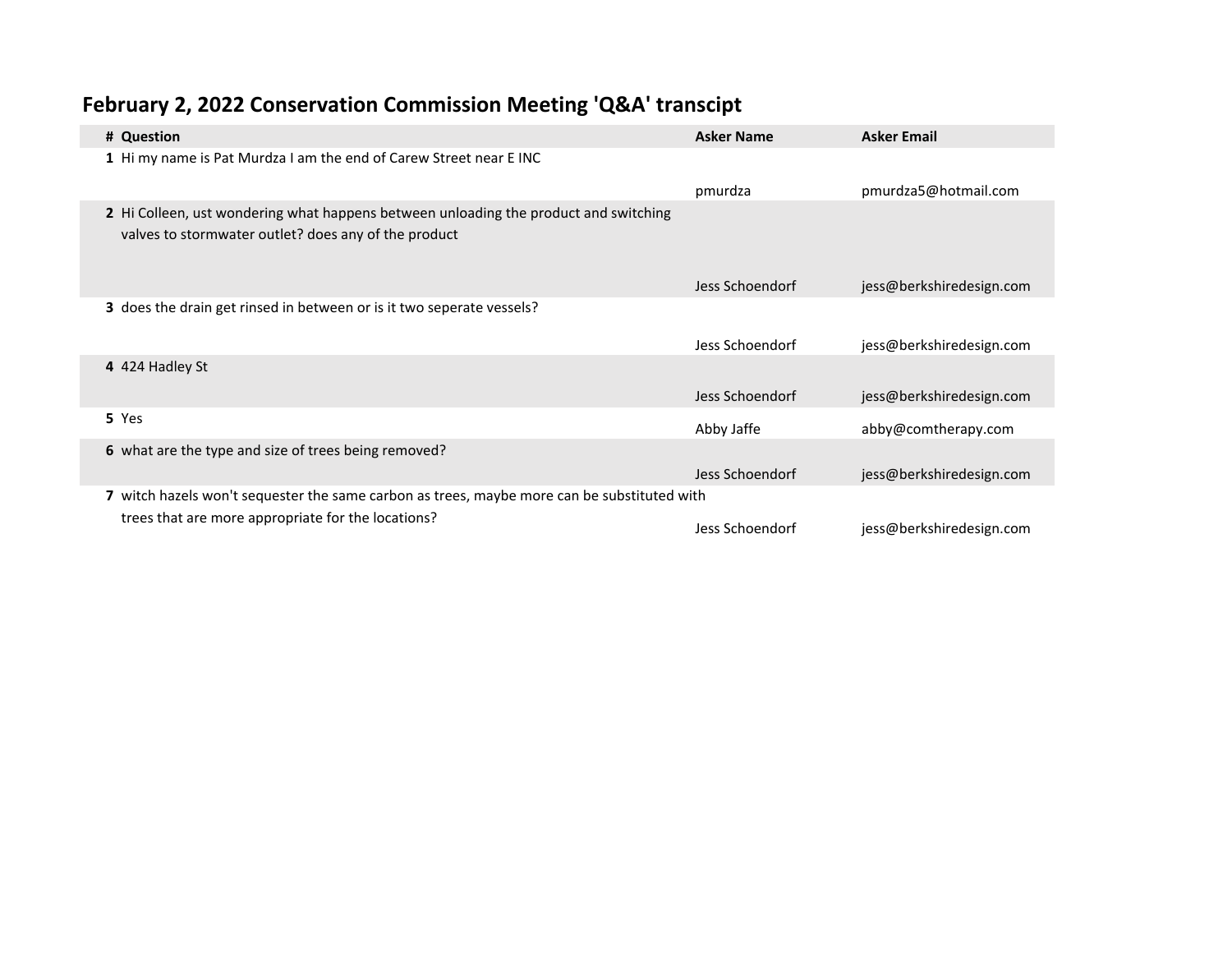## February 2, 2022 Conservation Commission Meeting 'Q&A' transcipt

| # | Question | Asker Name | Asker Email |
|---|---|---|---|
| 1 | Hi my name is Pat Murdza I am the end of Carew Street near E INC | pmurdza | pmurdza5@hotmail.com |
| 2 | Hi Colleen, ust wondering what happens between unloading the product and switching valves to stormwater outlet? does any of the product | Jess Schoendorf | jess@berkshiredesign.com |
| 3 | does the drain get rinsed in between or is it two seperate vessels? | Jess Schoendorf | jess@berkshiredesign.com |
| 4 | 424 Hadley St | Jess Schoendorf | jess@berkshiredesign.com |
| 5 | Yes | Abby Jaffe | abby@comtherapy.com |
| 6 | what are the type and size of trees being removed? | Jess Schoendorf | jess@berkshiredesign.com |
| 7 | witch hazels won't sequester the same carbon as trees, maybe more can be substituted with trees that are more appropriate for the locations? | Jess Schoendorf | jess@berkshiredesign.com |